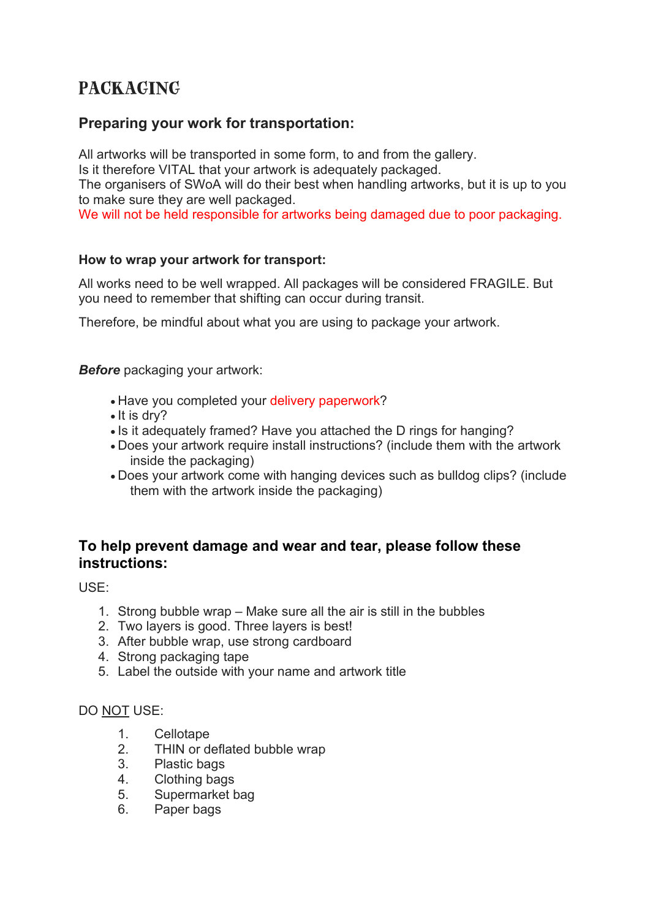# PACKAGING

## Preparing your work for transportation:

All artworks will be transported in some form, to and from the gallery.
Is it therefore VITAL that your artwork is adequately packaged.
The organisers of SWoA will do their best when handling artworks, but it is up to you to make sure they are well packaged.
We will not be held responsible for artworks being damaged due to poor packaging.

### How to wrap your artwork for transport:

All works need to be well wrapped. All packages will be considered FRAGILE. But you need to remember that shifting can occur during transit.

Therefore, be mindful about what you are using to package your artwork.

***Before*** packaging your artwork:

- Have you completed your delivery paperwork?
- It is dry?
- Is it adequately framed? Have you attached the D rings for hanging?
- Does your artwork require install instructions? (include them with the artwork inside the packaging)
- Does your artwork come with hanging devices such as bulldog clips? (include them with the artwork inside the packaging)

## To help prevent damage and wear and tear, please follow these instructions:

USE:

1. Strong bubble wrap – Make sure all the air is still in the bubbles
2. Two layers is good. Three layers is best!
3. After bubble wrap, use strong cardboard
4. Strong packaging tape
5. Label the outside with your name and artwork title

DO NOT USE:

1. Cellotape
2. THIN or deflated bubble wrap
3. Plastic bags
4. Clothing bags
5. Supermarket bag
6. Paper bags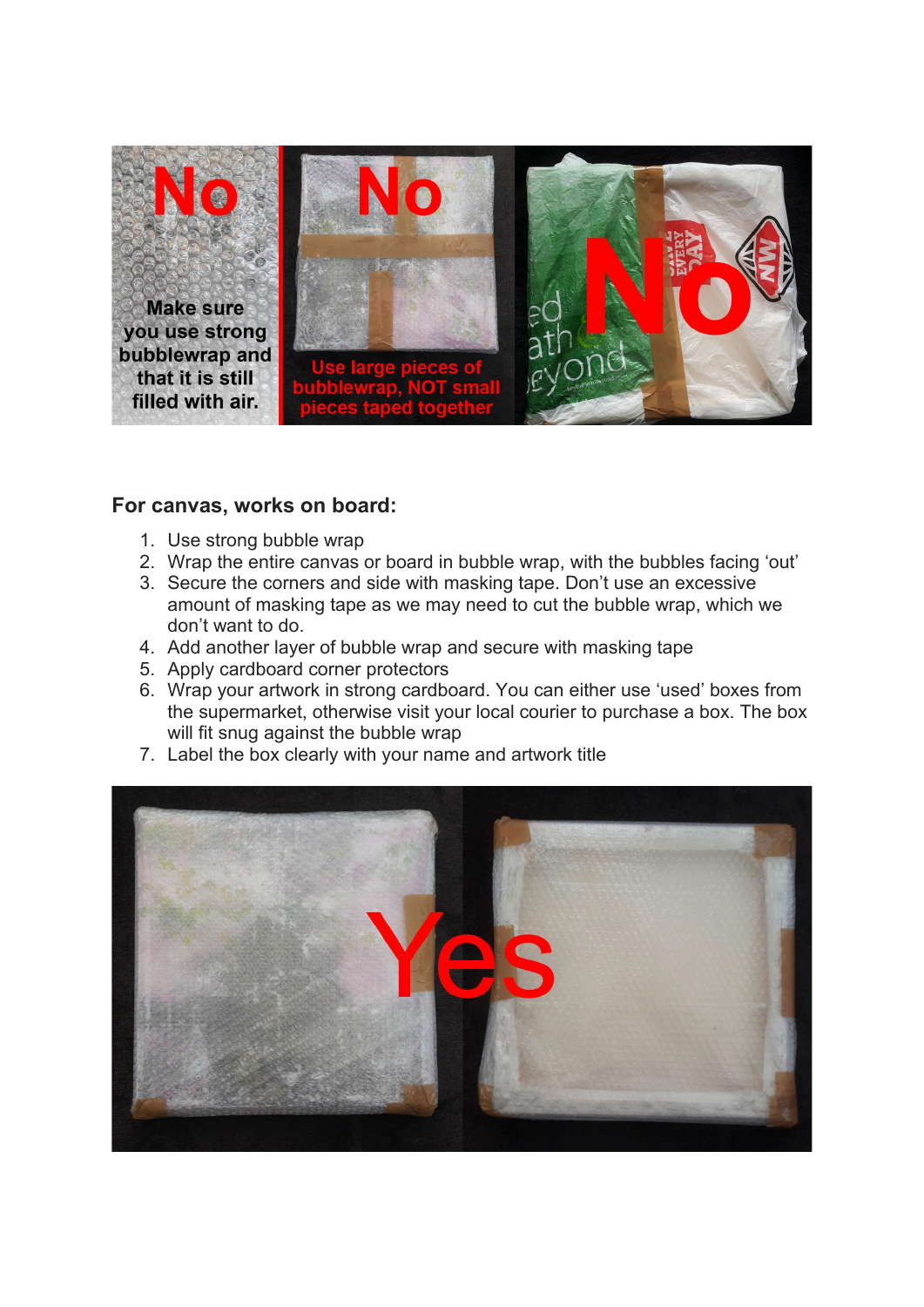## For canvas, works on board:

1. Use strong bubble wrap
2. Wrap the entire canvas or board in bubble wrap, with the bubbles facing 'out'
3. Secure the corners and side with masking tape. Don't use an excessive amount of masking tape as we may need to cut the bubble wrap, which we don't want to do.
4. Add another layer of bubble wrap and secure with masking tape
5. Apply cardboard corner protectors
6. Wrap your artwork in strong cardboard. You can either use 'used' boxes from the supermarket, otherwise visit your local courier to purchase a box. The box will fit snug against the bubble wrap
7. Label the box clearly with your name and artwork title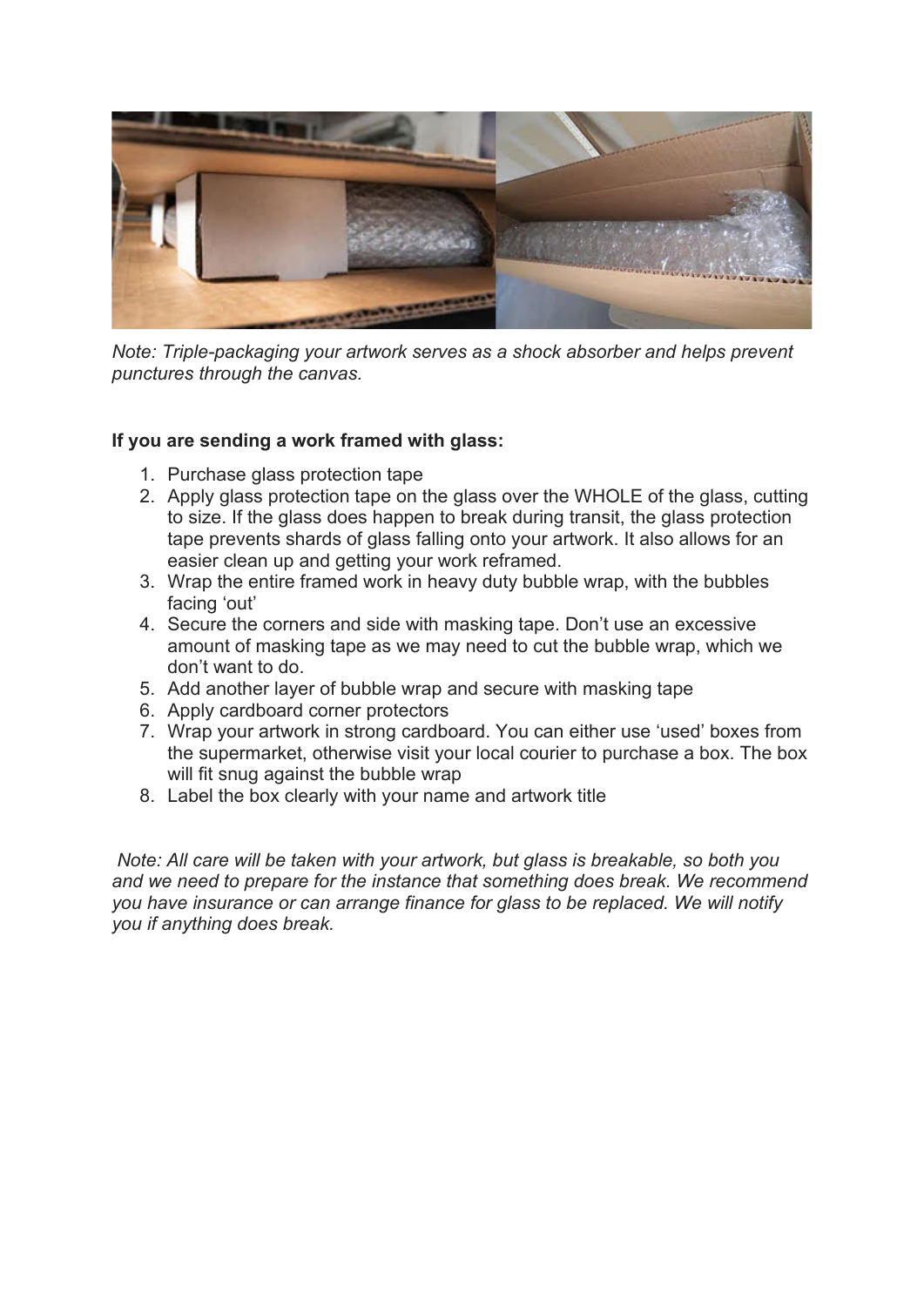*Note: Triple-packaging your artwork serves as a shock absorber and helps prevent punctures through the canvas.*

**If you are sending a work framed with glass:**

1. Purchase glass protection tape
2. Apply glass protection tape on the glass over the WHOLE of the glass, cutting to size. If the glass does happen to break during transit, the glass protection tape prevents shards of glass falling onto your artwork. It also allows for an easier clean up and getting your work reframed.
3. Wrap the entire framed work in heavy duty bubble wrap, with the bubbles facing 'out'
4. Secure the corners and side with masking tape. Don't use an excessive amount of masking tape as we may need to cut the bubble wrap, which we don't want to do.
5. Add another layer of bubble wrap and secure with masking tape
6. Apply cardboard corner protectors
7. Wrap your artwork in strong cardboard. You can either use 'used' boxes from the supermarket, otherwise visit your local courier to purchase a box. The box will fit snug against the bubble wrap
8. Label the box clearly with your name and artwork title

*Note: All care will be taken with your artwork, but glass is breakable, so both you and we need to prepare for the instance that something does break. We recommend you have insurance or can arrange finance for glass to be replaced. We will notify you if anything does break.*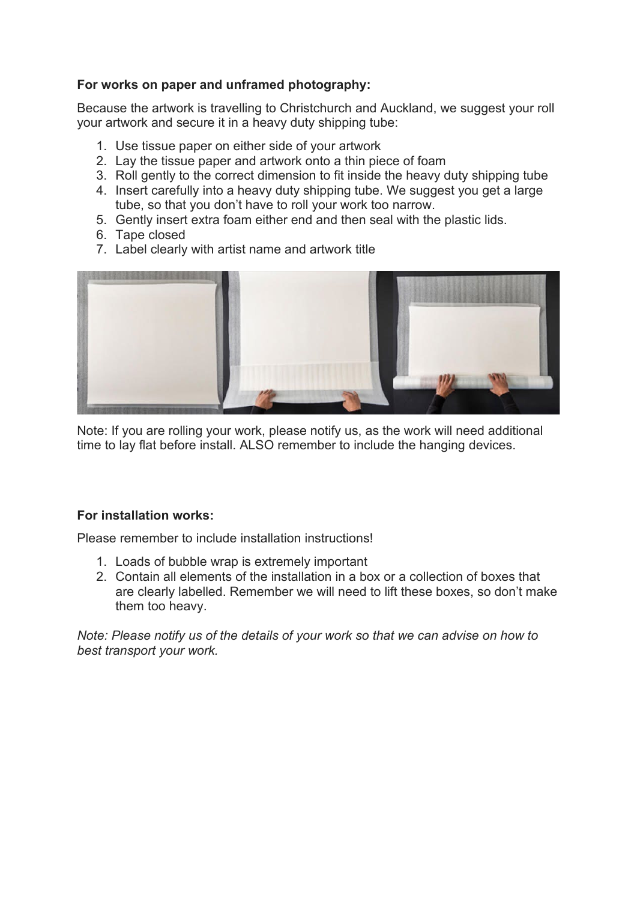**For works on paper and unframed photography:**

Because the artwork is travelling to Christchurch and Auckland, we suggest your roll your artwork and secure it in a heavy duty shipping tube:

1. Use tissue paper on either side of your artwork
2. Lay the tissue paper and artwork onto a thin piece of foam
3. Roll gently to the correct dimension to fit inside the heavy duty shipping tube
4. Insert carefully into a heavy duty shipping tube. We suggest you get a large tube, so that you don't have to roll your work too narrow.
5. Gently insert extra foam either end and then seal with the plastic lids.
6. Tape closed
7. Label clearly with artist name and artwork title

Note: If you are rolling your work, please notify us, as the work will need additional time to lay flat before install. ALSO remember to include the hanging devices.

**For installation works:**

Please remember to include installation instructions!

1. Loads of bubble wrap is extremely important
2. Contain all elements of the installation in a box or a collection of boxes that are clearly labelled. Remember we will need to lift these boxes, so don't make them too heavy.

*Note: Please notify us of the details of your work so that we can advise on how to best transport your work.*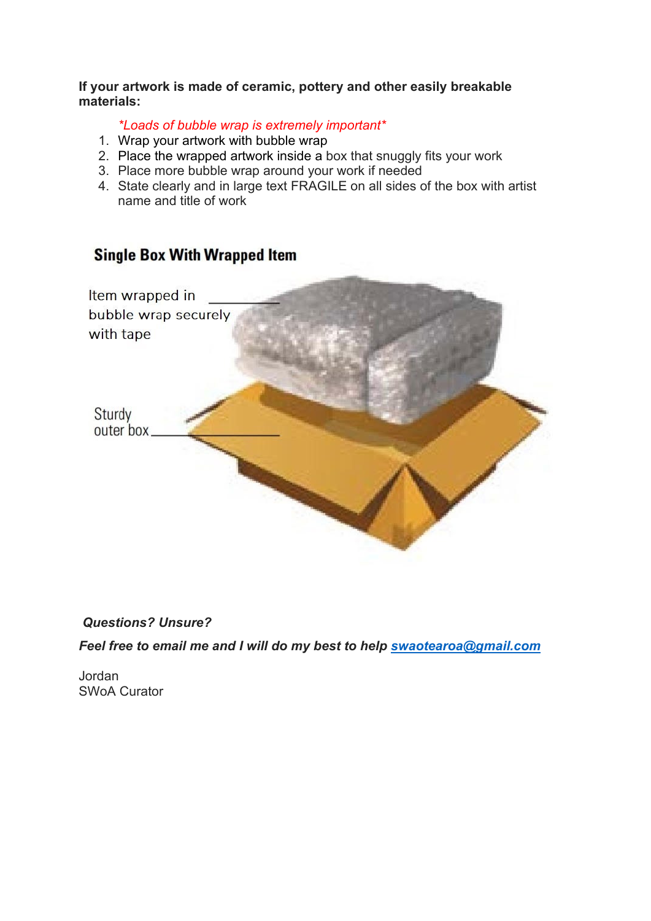**If your artwork is made of ceramic, pottery and other easily breakable materials:**

*\*Loads of bubble wrap is extremely important\**

1. Wrap your artwork with bubble wrap
2. Place the wrapped artwork inside a box that snuggly fits your work
3. Place more bubble wrap around your work if needed
4. State clearly and in large text FRAGILE on all sides of the box with artist name and title of work

**Single Box With Wrapped Item**

Item wrapped in bubble wrap securely with tape

Sturdy outer box

***Questions? Unsure?***

***Feel free to email me and I will do my best to help [swaotearoa@gmail.com](mailto:swaotearoa@gmail.com)***

Jordan
SWoA Curator